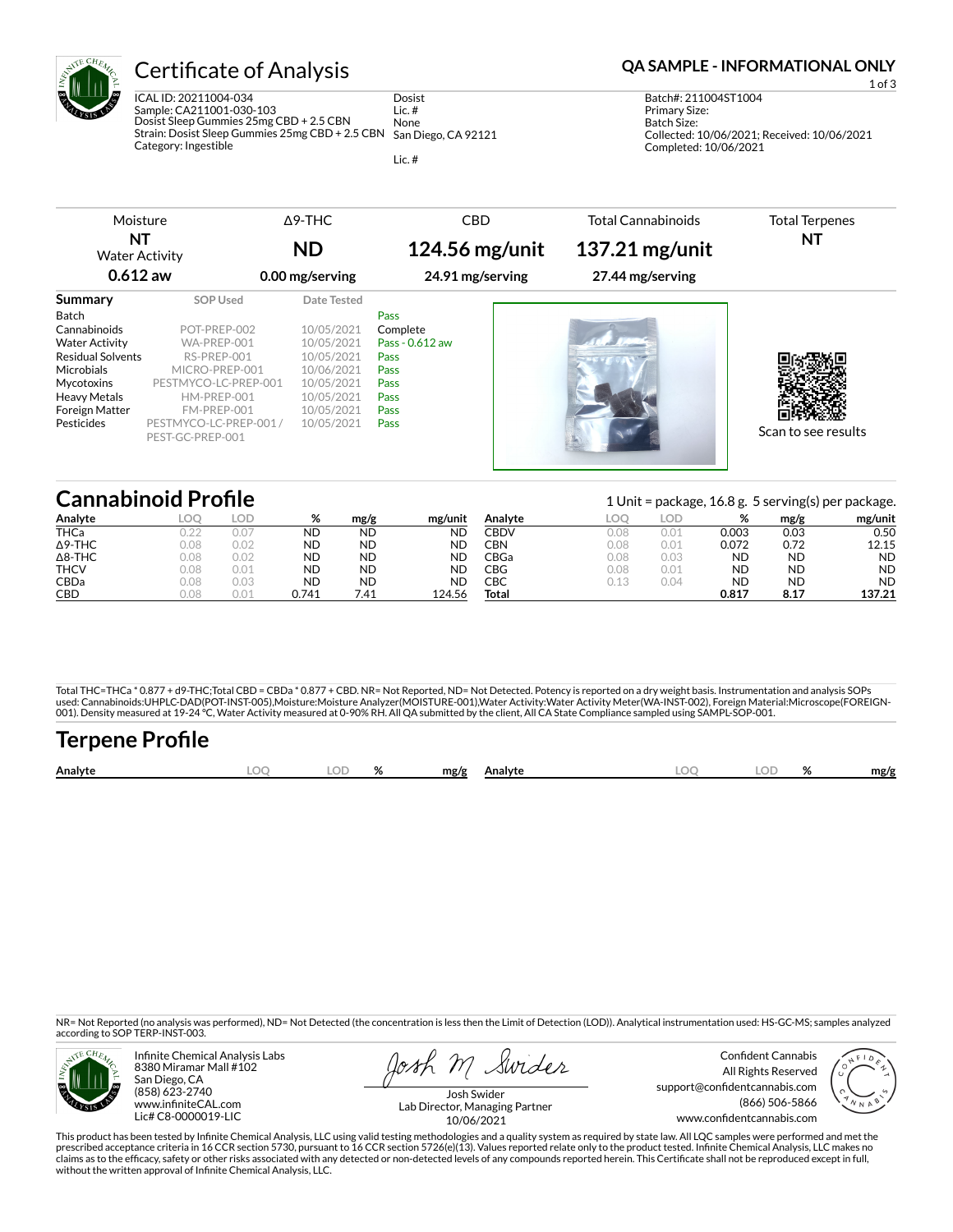# Certificate of Analysis

**QA SAMPLE - INFORMATIONAL ONLY**

ICAL ID: 20211004-034
Sample: CA211001-030-103
Dosist Sleep Gummies 25mg CBD + 2.5 CBN
Strain: Dosist Sleep Gummies 25mg CBD + 2.5 CBN
Category: Ingestible

Dosist
Lic. #
None
San Diego, CA 92121

Lic. #

Batch#: 211004ST1004
Primary Size:
Batch Size:
Collected: 10/06/2021; Received: 10/06/2021
Completed: 10/06/2021

| Moisture | Δ9-THC | CBD | Total Cannabinoids | Total Terpenes |
|---|---|---|---|---|
| **NT** | **ND** | **124.56 mg/unit** | **137.21 mg/unit** | **NT** |
| Water Activity **0.612 aw** | **0.00 mg/serving** | **24.91 mg/serving** | **27.44 mg/serving** | |

## Summary

| Summary | SOP Used | Date Tested | |
|---|---|---|---|
| Batch | | | Pass |
| Cannabinoids | POT-PREP-002 | 10/05/2021 | Complete |
| Water Activity | WA-PREP-001 | 10/05/2021 | Pass - 0.612 aw |
| Residual Solvents | RS-PREP-001 | 10/05/2021 | Pass |
| Microbials | MICRO-PREP-001 | 10/06/2021 | Pass |
| Mycotoxins | PESTMYCO-LC-PREP-001 | 10/05/2021 | Pass |
| Heavy Metals | HM-PREP-001 | 10/05/2021 | Pass |
| Foreign Matter | FM-PREP-001 | 10/05/2021 | Pass |
| Pesticides | PESTMYCO-LC-PREP-001 / PEST-GC-PREP-001 | 10/05/2021 | Pass |

Scan to see results

## Cannabinoid Profile

1 Unit = package, 16.8 g. 5 serving(s) per package.

| Analyte | LOQ | LOD | % | mg/g | mg/unit |
|---|---|---|---|---|---|
| THCa | 0.22 | 0.07 | ND | ND | ND |
| Δ9-THC | 0.08 | 0.02 | ND | ND | ND |
| Δ8-THC | 0.08 | 0.02 | ND | ND | ND |
| THCV | 0.08 | 0.01 | ND | ND | ND |
| CBDa | 0.08 | 0.03 | ND | ND | ND |
| CBD | 0.08 | 0.01 | 0.741 | 7.41 | 124.56 |
| CBDV | 0.08 | 0.01 | 0.003 | 0.03 | 0.50 |
| CBN | 0.08 | 0.01 | 0.072 | 0.72 | 12.15 |
| CBGa | 0.08 | 0.03 | ND | ND | ND |
| CBG | 0.08 | 0.01 | ND | ND | ND |
| CBC | 0.13 | 0.04 | ND | ND | ND |
| **Total** | | | **0.817** | **8.17** | **137.21** |

Total THC=THCa * 0.877 + d9-THC;Total CBD = CBDa * 0.877 + CBD. NR= Not Reported, ND= Not Detected. Potency is reported on a dry weight basis. Instrumentation and analysis SOPs used: Cannabinoids:UHPLC-DAD(POT-INST-005),Moisture:Moisture Analyzer(MOISTURE-001),Water Activity:Water Activity Meter(WA-INST-002), Foreign Material:Microscope(FOREIGN-001). Density measured at 19-24 °C, Water Activity measured at 0-90% RH. All QA submitted by the client, All CA State Compliance sampled using SAMPL-SOP-001.

## Terpene Profile

| Analyte | LOQ | LOD | % | mg/g | Analyte | LOQ | LOD | % | mg/g |
|---|---|---|---|---|---|---|---|---|---|

NR= Not Reported (no analysis was performed), ND= Not Detected (the concentration is less then the Limit of Detection (LOD)). Analytical instrumentation used: HS-GC-MS; samples analyzed according to SOP TERP-INST-003.

Infinite Chemical Analysis Labs
8380 Miramar Mall #102
San Diego, CA
(858) 623-2740
www.infiniteCAL.com
Lic# C8-0000019-LIC

Josh Swider
Lab Director, Managing Partner
10/06/2021

Confident Cannabis
All Rights Reserved
support@confidentcannabis.com
(866) 506-5866
www.confidentcannabis.com

This product has been tested by Infinite Chemical Analysis, LLC using valid testing methodologies and a quality system as required by state law. All LQC samples were performed and met the prescribed acceptance criteria in 16 CCR section 5730, pursuant to 16 CCR section 5726(e)(13). Values reported relate only to the product tested. Infinite Chemical Analysis, LLC makes no claims as to the efficacy, safety or other risks associated with any detected or non-detected levels of any compounds reported herein. This Certificate shall not be reproduced except in full, without the written approval of Infinite Chemical Analysis, LLC.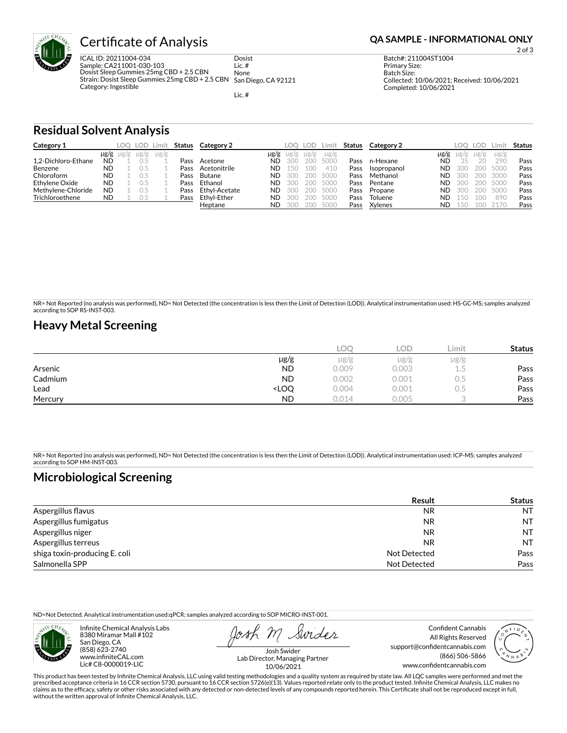# Certificate of Analysis

**QA SAMPLE - INFORMATIONAL ONLY**

ICAL ID: 20211004-034
Sample: CA211001-030-103
Dosist Sleep Gummies 25mg CBD + 2.5 CBN
Strain: Dosist Sleep Gummies 25mg CBD + 2.5 CBN
Category: Ingestible

Dosist
Lic. #
None
San Diego, CA 92121

Lic. #

Batch#: 211004ST1004
Primary Size:
Batch Size:
Collected: 10/06/2021; Received: 10/06/2021
Completed: 10/06/2021

## Residual Solvent Analysis

| Category 1 | | LOQ | LOD | Limit | Status |
|---|---|---|---|---|---|
| | μg/g | μg/g | μg/g | μg/g | |
| 1,2-Dichloro-Ethane | ND | 1 | 0.5 | 1 | Pass |
| Benzene | ND | 1 | 0.5 | 1 | Pass |
| Chloroform | ND | 1 | 0.5 | 1 | Pass |
| Ethylene Oxide | ND | 1 | 0.5 | 1 | Pass |
| Methylene-Chloride | ND | 1 | 0.5 | 1 | Pass |
| Trichloroethene | ND | 1 | 0.5 | 1 | Pass |

| Category 2 | | LOQ | LOD | Limit | Status |
|---|---|---|---|---|---|
| | μg/g | μg/g | μg/g | μg/g | |
| Acetone | ND | 300 | 200 | 5000 | Pass |
| Acetonitrile | ND | 150 | 100 | 410 | Pass |
| Butane | ND | 300 | 200 | 5000 | Pass |
| Ethanol | ND | 300 | 200 | 5000 | Pass |
| Ethyl-Acetate | ND | 300 | 200 | 5000 | Pass |
| Ethyl-Ether | ND | 300 | 200 | 5000 | Pass |
| Heptane | ND | 300 | 200 | 5000 | Pass |

| Category 2 | | LOQ | LOD | Limit | Status |
|---|---|---|---|---|---|
| | μg/g | μg/g | μg/g | μg/g | |
| n-Hexane | ND | 35 | 20 | 290 | Pass |
| Isopropanol | ND | 300 | 200 | 5000 | Pass |
| Methanol | ND | 300 | 200 | 3000 | Pass |
| Pentane | ND | 300 | 200 | 5000 | Pass |
| Propane | ND | 300 | 200 | 5000 | Pass |
| Toluene | ND | 150 | 100 | 890 | Pass |
| Xylenes | ND | 150 | 100 | 2170 | Pass |

NR= Not Reported (no analysis was performed), ND= Not Detected (the concentration is less then the Limit of Detection (LOD)). Analytical instrumentation used: HS-GC-MS; samples analyzed according to SOP RS-INST-003.

## Heavy Metal Screening

| | | LOQ | LOD | Limit | Status |
|---|---|---|---|---|---|
| | μg/g | μg/g | μg/g | μg/g | |
| Arsenic | ND | 0.009 | 0.003 | 1.5 | Pass |
| Cadmium | ND | 0.002 | 0.001 | 0.5 | Pass |
| Lead | <LOQ | 0.004 | 0.001 | 0.5 | Pass |
| Mercury | ND | 0.014 | 0.005 | 3 | Pass |

NR= Not Reported (no analysis was performed), ND= Not Detected (the concentration is less then the Limit of Detection (LOD)). Analytical instrumentation used: ICP-MS; samples analyzed according to SOP HM-INST-003.

## Microbiological Screening

| | Result | Status |
|---|---|---|
| Aspergillus flavus | NR | NT |
| Aspergillus fumigatus | NR | NT |
| Aspergillus niger | NR | NT |
| Aspergillus terreus | NR | NT |
| shiga toxin-producing E. coli | Not Detected | Pass |
| Salmonella SPP | Not Detected | Pass |

ND=Not Detected. Analytical instrumentation used:qPCR; samples analyzed according to SOP MICRO-INST-001.

Infinite Chemical Analysis Labs
8380 Miramar Mall #102
San Diego, CA
(858) 623-2740
www.infiniteCAL.com
Lic# C8-0000019-LIC

Josh Swider
Lab Director, Managing Partner
10/06/2021

Confident Cannabis
All Rights Reserved
support@confidentcannabis.com
(866) 506-5866
www.confidentcannabis.com

This product has been tested by Infinite Chemical Analysis, LLC using valid testing methodologies and a quality system as required by state law. All LQC samples were performed and met the prescribed acceptance criteria in 16 CCR section 5730, pursuant to 16 CCR section 5726(e)(13). Values reported relate only to the product tested. Infinite Chemical Analysis, LLC makes no claims as to the efficacy, safety or other risks associated with any detected or non-detected levels of any compounds reported herein. This Certificate shall not be reproduced except in full, without the written approval of Infinite Chemical Analysis, LLC.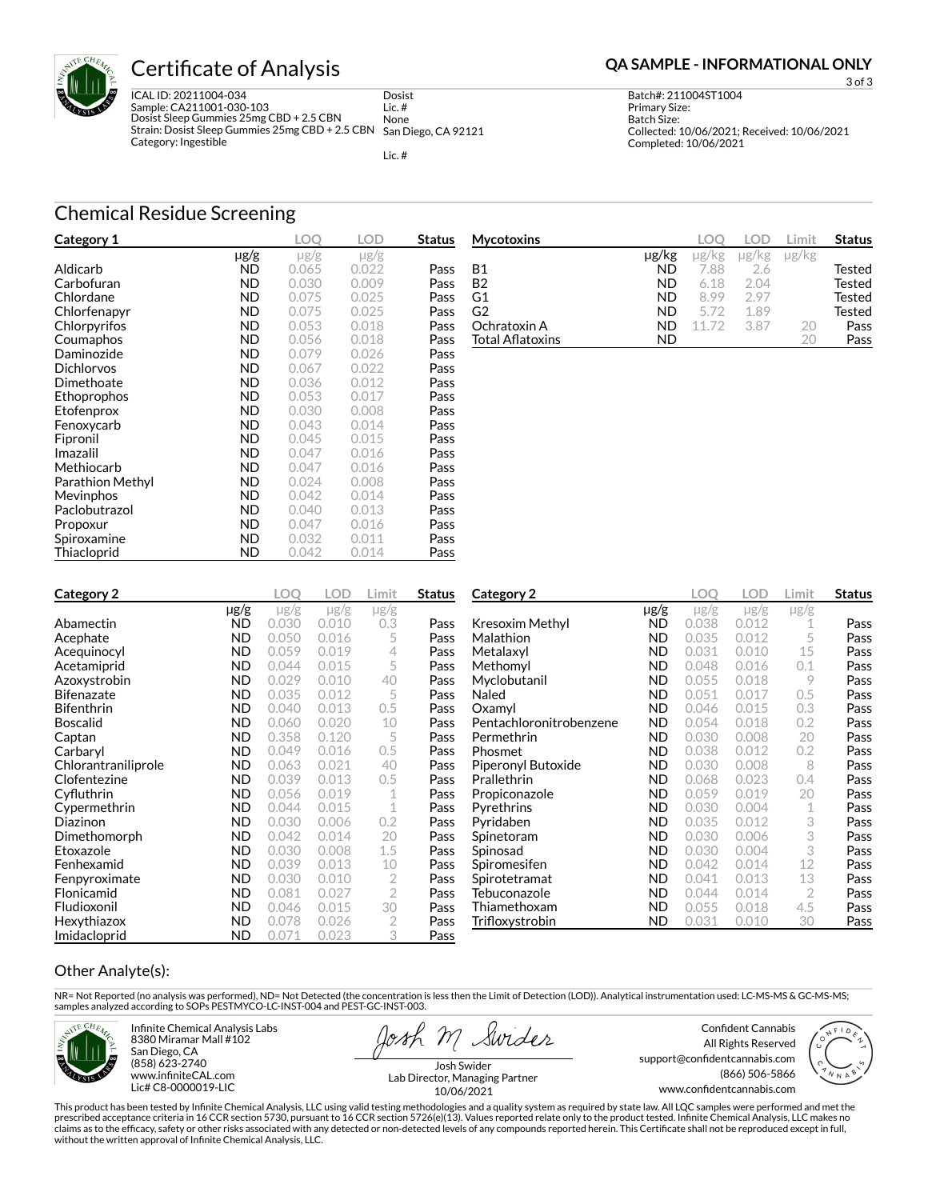# Certificate of Analysis

**QA SAMPLE - INFORMATIONAL ONLY**

ICAL ID: 20211004-034
Sample: CA211001-030-103
Dosist Sleep Gummies 25mg CBD + 2.5 CBN
Strain: Dosist Sleep Gummies 25mg CBD + 2.5 CBN
Category: Ingestible

Dosist
Lic. #
None
San Diego, CA 92121

Lic. #

Batch#: 211004ST1004
Primary Size:
Batch Size:
Collected: 10/06/2021; Received: 10/06/2021
Completed: 10/06/2021

## Chemical Residue Screening

| Category 1 | μg/g | LOQ μg/g | LOD μg/g | Status |
|---|---|---|---|---|
| Aldicarb | ND | 0.065 | 0.022 | Pass |
| Carbofuran | ND | 0.030 | 0.009 | Pass |
| Chlordane | ND | 0.075 | 0.025 | Pass |
| Chlorfenapyr | ND | 0.075 | 0.025 | Pass |
| Chlorpyrifos | ND | 0.053 | 0.018 | Pass |
| Coumaphos | ND | 0.056 | 0.018 | Pass |
| Daminozide | ND | 0.079 | 0.026 | Pass |
| Dichlorvos | ND | 0.067 | 0.022 | Pass |
| Dimethoate | ND | 0.036 | 0.012 | Pass |
| Ethoprophos | ND | 0.053 | 0.017 | Pass |
| Etofenprox | ND | 0.030 | 0.008 | Pass |
| Fenoxycarb | ND | 0.043 | 0.014 | Pass |
| Fipronil | ND | 0.045 | 0.015 | Pass |
| Imazalil | ND | 0.047 | 0.016 | Pass |
| Methiocarb | ND | 0.047 | 0.016 | Pass |
| Parathion Methyl | ND | 0.024 | 0.008 | Pass |
| Mevinphos | ND | 0.042 | 0.014 | Pass |
| Paclobutrazol | ND | 0.040 | 0.013 | Pass |
| Propoxur | ND | 0.047 | 0.016 | Pass |
| Spiroxamine | ND | 0.032 | 0.011 | Pass |
| Thiacloprid | ND | 0.042 | 0.014 | Pass |

| Mycotoxins | μg/kg | LOQ μg/kg | LOD μg/kg | Limit μg/kg | Status |
|---|---|---|---|---|---|
| B1 | ND | 7.88 | 2.6 | | Tested |
| B2 | ND | 6.18 | 2.04 | | Tested |
| G1 | ND | 8.99 | 2.97 | | Tested |
| G2 | ND | 5.72 | 1.89 | | Tested |
| Ochratoxin A | ND | 11.72 | 3.87 | 20 | Pass |
| Total Aflatoxins | ND | | | 20 | Pass |

| Category 2 | μg/g | LOQ μg/g | LOD μg/g | Limit μg/g | Status |
|---|---|---|---|---|---|
| Abamectin | ND | 0.030 | 0.010 | 0.3 | Pass |
| Acephate | ND | 0.050 | 0.016 | 5 | Pass |
| Acequinocyl | ND | 0.059 | 0.019 | 4 | Pass |
| Acetamiprid | ND | 0.044 | 0.015 | 5 | Pass |
| Azoxystrobin | ND | 0.029 | 0.010 | 40 | Pass |
| Bifenazate | ND | 0.035 | 0.012 | 5 | Pass |
| Bifenthrin | ND | 0.040 | 0.013 | 0.5 | Pass |
| Boscalid | ND | 0.060 | 0.020 | 10 | Pass |
| Captan | ND | 0.358 | 0.120 | 5 | Pass |
| Carbaryl | ND | 0.049 | 0.016 | 0.5 | Pass |
| Chlorantraniliprole | ND | 0.063 | 0.021 | 40 | Pass |
| Clofentezine | ND | 0.039 | 0.013 | 0.5 | Pass |
| Cyfluthrin | ND | 0.056 | 0.019 | 1 | Pass |
| Cypermethrin | ND | 0.044 | 0.015 | 1 | Pass |
| Diazinon | ND | 0.030 | 0.006 | 0.2 | Pass |
| Dimethomorph | ND | 0.042 | 0.014 | 20 | Pass |
| Etoxazole | ND | 0.030 | 0.008 | 1.5 | Pass |
| Fenhexamid | ND | 0.039 | 0.013 | 10 | Pass |
| Fenpyroximate | ND | 0.030 | 0.010 | 2 | Pass |
| Flonicamid | ND | 0.081 | 0.027 | 2 | Pass |
| Fludioxonil | ND | 0.046 | 0.015 | 30 | Pass |
| Hexythiazox | ND | 0.078 | 0.026 | 2 | Pass |
| Imidacloprid | ND | 0.071 | 0.023 | 3 | Pass |
| Kresoxim Methyl | ND | 0.038 | 0.012 | 1 | Pass |
| Malathion | ND | 0.035 | 0.012 | 5 | Pass |
| Metalaxyl | ND | 0.031 | 0.010 | 15 | Pass |
| Methomyl | ND | 0.048 | 0.016 | 0.1 | Pass |
| Myclobutanil | ND | 0.055 | 0.018 | 9 | Pass |
| Naled | ND | 0.051 | 0.017 | 0.5 | Pass |
| Oxamyl | ND | 0.046 | 0.015 | 0.3 | Pass |
| Pentachloronitrobenzene | ND | 0.054 | 0.018 | 0.2 | Pass |
| Permethrin | ND | 0.030 | 0.008 | 20 | Pass |
| Phosmet | ND | 0.038 | 0.012 | 0.2 | Pass |
| Piperonyl Butoxide | ND | 0.030 | 0.008 | 8 | Pass |
| Prallethrin | ND | 0.068 | 0.023 | 0.4 | Pass |
| Propiconazole | ND | 0.059 | 0.019 | 20 | Pass |
| Pyrethrins | ND | 0.030 | 0.004 | 1 | Pass |
| Pyridaben | ND | 0.035 | 0.012 | 3 | Pass |
| Spinetoram | ND | 0.030 | 0.006 | 3 | Pass |
| Spinosad | ND | 0.030 | 0.004 | 3 | Pass |
| Spiromesifen | ND | 0.042 | 0.014 | 12 | Pass |
| Spirotetramat | ND | 0.041 | 0.013 | 13 | Pass |
| Tebuconazole | ND | 0.044 | 0.014 | 2 | Pass |
| Thiamethoxam | ND | 0.055 | 0.018 | 4.5 | Pass |
| Trifloxystrobin | ND | 0.031 | 0.010 | 30 | Pass |

## Other Analyte(s):

NR= Not Reported (no analysis was performed), ND= Not Detected (the concentration is less then the Limit of Detection (LOD)). Analytical instrumentation used: LC-MS-MS & GC-MS-MS; samples analyzed according to SOPs PESTMYCO-LC-INST-004 and PEST-GC-INST-003.

Infinite Chemical Analysis Labs
8380 Miramar Mall #102
San Diego, CA
(858) 623-2740
www.infiniteCAL.com
Lic# C8-0000019-LIC

Josh Swider
Lab Director, Managing Partner
10/06/2021

Confident Cannabis
All Rights Reserved
support@confidentcannabis.com
(866) 506-5866
www.confidentcannabis.com

This product has been tested by Infinite Chemical Analysis, LLC using valid testing methodologies and a quality system as required by state law. All LQC samples were performed and met the prescribed acceptance criteria in 16 CCR section 5730, pursuant to 16 CCR section 5726(e)(13). Values reported relate only to the product tested. Infinite Chemical Analysis, LLC makes no claims as to the efficacy, safety or other risks associated with any detected or non-detected levels of any compounds reported herein. This Certificate shall not be reproduced except in full, without the written approval of Infinite Chemical Analysis, LLC.